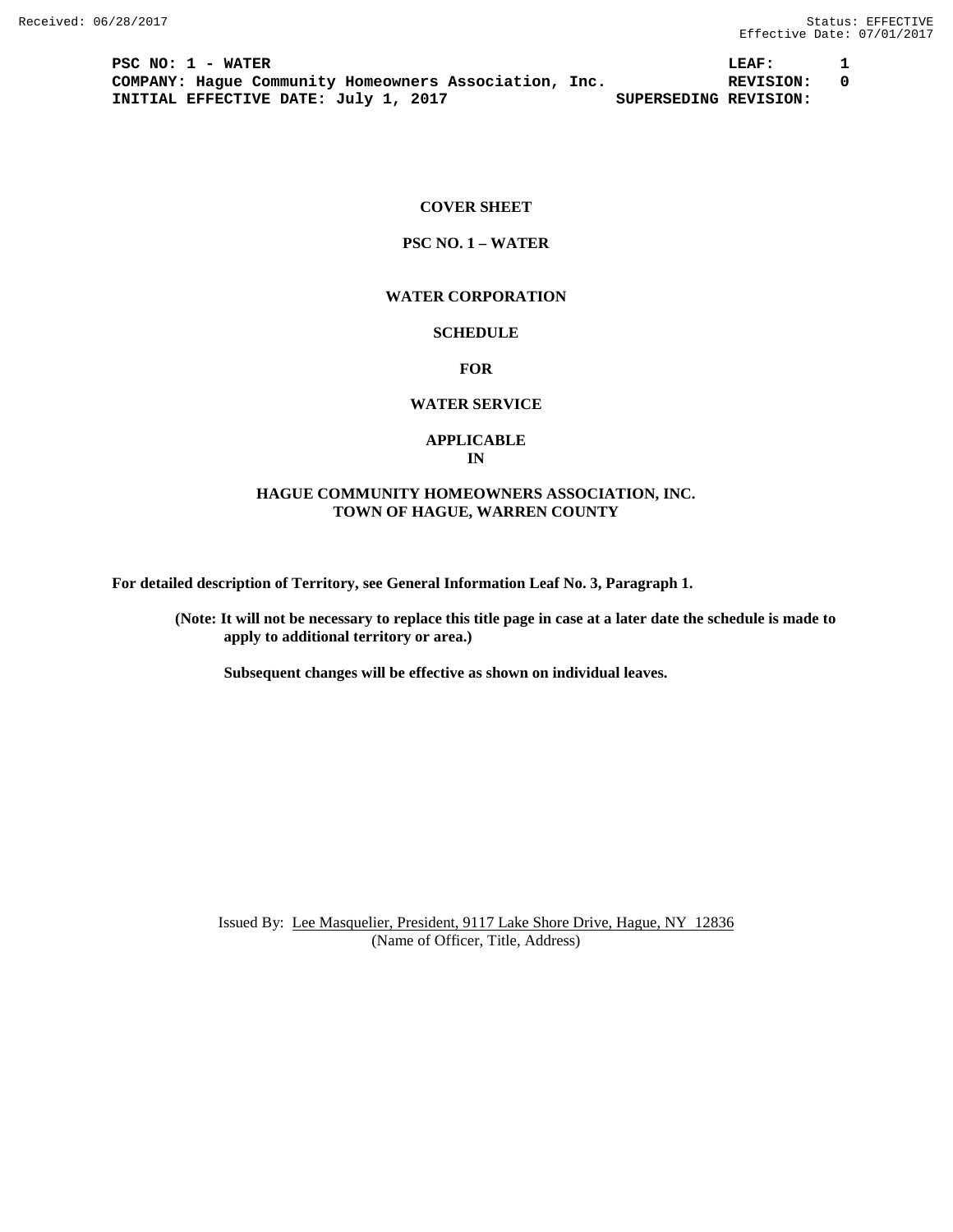PSC NO: 1 - WATER LEAF: 1
COMPANY: Hague Community Homeowners Association, Inc. REVISION: 0
INITIAL EFFECTIVE DATE: July 1, 2017 SUPERSEDING REVISION:

**COVER SHEET**

**PSC NO. 1 – WATER**

**WATER CORPORATION**

**SCHEDULE**

**FOR**

**WATER SERVICE**

**APPLICABLE**
**IN**

**HAGUE COMMUNITY HOMEOWNERS ASSOCIATION, INC.**
**TOWN OF HAGUE, WARREN COUNTY**

**For detailed description of Territory, see General Information Leaf No. 3, Paragraph 1.**

**(Note: It will not be necessary to replace this title page in case at a later date the schedule is made to apply to additional territory or area.)**

**Subsequent changes will be effective as shown on individual leaves.**

Issued By: Lee Masquelier, President, 9117 Lake Shore Drive, Hague, NY 12836
(Name of Officer, Title, Address)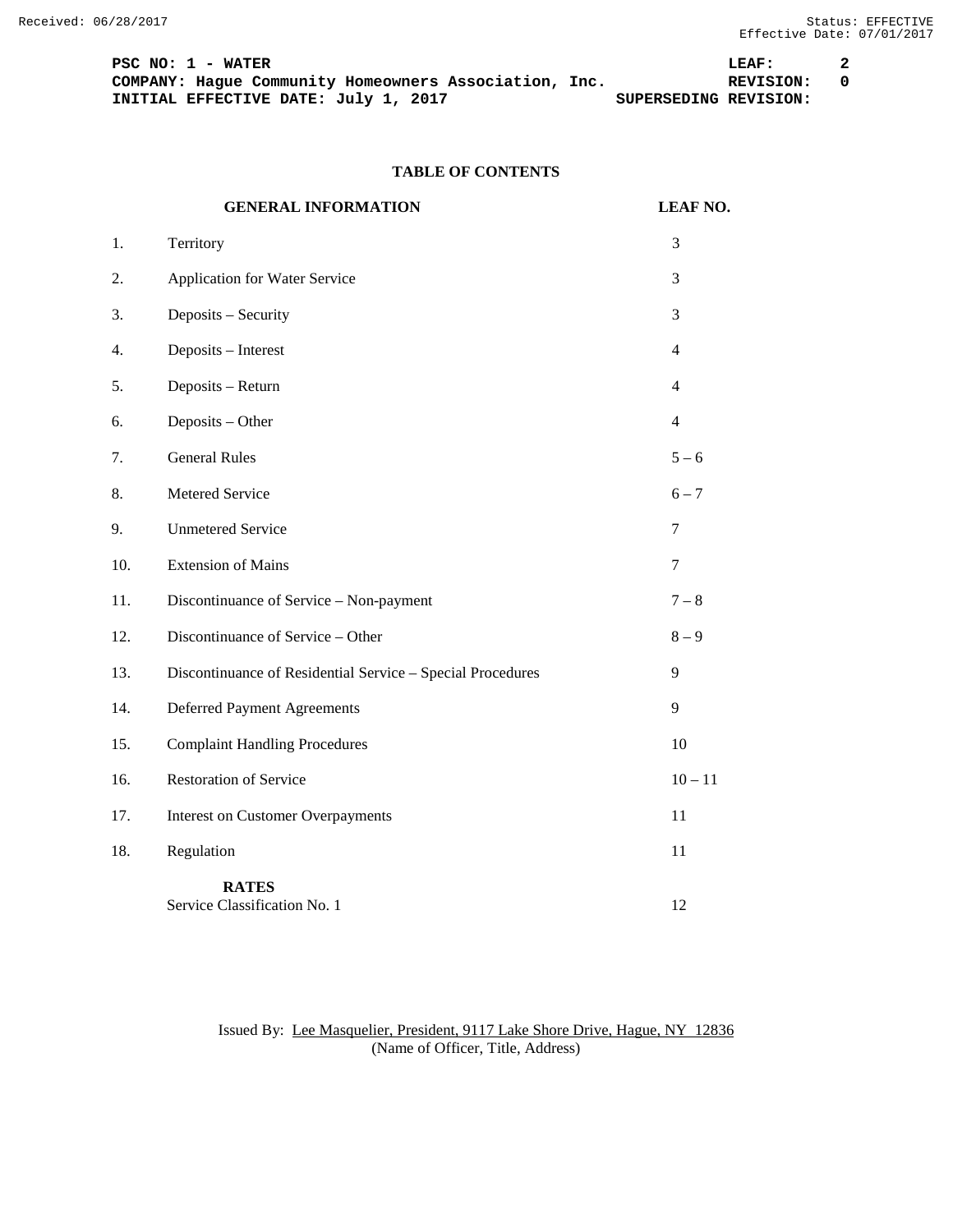PSC NO: 1 - WATER LEAF: 2
COMPANY: Hague Community Homeowners Association, Inc. REVISION: 0
INITIAL EFFECTIVE DATE: July 1, 2017 SUPERSEDING REVISION:

## TABLE OF CONTENTS

| | GENERAL INFORMATION | LEAF NO. |
|---|---|---|
| 1. | Territory | 3 |
| 2. | Application for Water Service | 3 |
| 3. | Deposits – Security | 3 |
| 4. | Deposits – Interest | 4 |
| 5. | Deposits – Return | 4 |
| 6. | Deposits – Other | 4 |
| 7. | General Rules | 5 – 6 |
| 8. | Metered Service | 6 – 7 |
| 9. | Unmetered Service | 7 |
| 10. | Extension of Mains | 7 |
| 11. | Discontinuance of Service – Non-payment | 7 – 8 |
| 12. | Discontinuance of Service – Other | 8 – 9 |
| 13. | Discontinuance of Residential Service – Special Procedures | 9 |
| 14. | Deferred Payment Agreements | 9 |
| 15. | Complaint Handling Procedures | 10 |
| 16. | Restoration of Service | 10 – 11 |
| 17. | Interest on Customer Overpayments | 11 |
| 18. | Regulation | 11 |
| | **RATES** | |
| | Service Classification No. 1 | 12 |

Issued By: Lee Masquelier, President, 9117 Lake Shore Drive, Hague, NY 12836
(Name of Officer, Title, Address)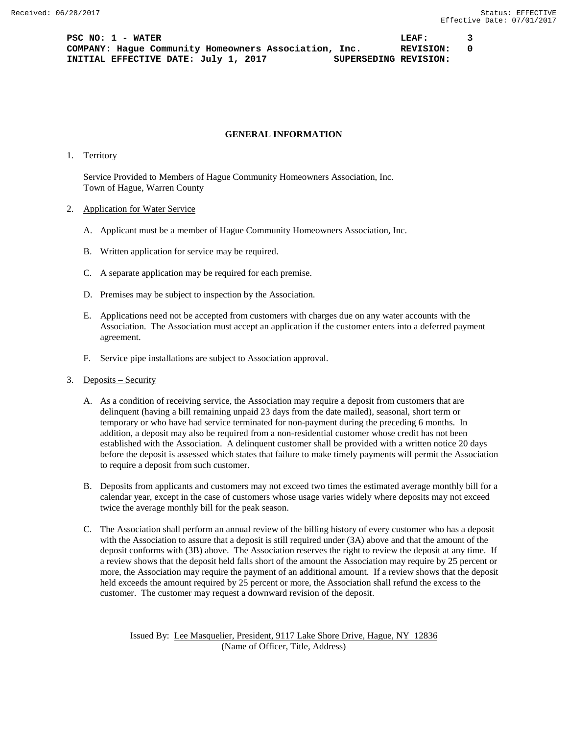**PSC NO: 1 - WATER** **LEAF: 3**
**COMPANY: Hague Community Homeowners Association, Inc.** **REVISION: 0**
**INITIAL EFFECTIVE DATE: July 1, 2017** **SUPERSEDING REVISION:**

## GENERAL INFORMATION

1. Territory

   Service Provided to Members of Hague Community Homeowners Association, Inc.
   Town of Hague, Warren County

2. Application for Water Service

   A. Applicant must be a member of Hague Community Homeowners Association, Inc.

   B. Written application for service may be required.

   C. A separate application may be required for each premise.

   D. Premises may be subject to inspection by the Association.

   E. Applications need not be accepted from customers with charges due on any water accounts with the Association. The Association must accept an application if the customer enters into a deferred payment agreement.

   F. Service pipe installations are subject to Association approval.

3. Deposits – Security

   A. As a condition of receiving service, the Association may require a deposit from customers that are delinquent (having a bill remaining unpaid 23 days from the date mailed), seasonal, short term or temporary or who have had service terminated for non-payment during the preceding 6 months. In addition, a deposit may also be required from a non-residential customer whose credit has not been established with the Association. A delinquent customer shall be provided with a written notice 20 days before the deposit is assessed which states that failure to make timely payments will permit the Association to require a deposit from such customer.

   B. Deposits from applicants and customers may not exceed two times the estimated average monthly bill for a calendar year, except in the case of customers whose usage varies widely where deposits may not exceed twice the average monthly bill for the peak season.

   C. The Association shall perform an annual review of the billing history of every customer who has a deposit with the Association to assure that a deposit is still required under (3A) above and that the amount of the deposit conforms with (3B) above. The Association reserves the right to review the deposit at any time. If a review shows that the deposit held falls short of the amount the Association may require by 25 percent or more, the Association may require the payment of an additional amount. If a review shows that the deposit held exceeds the amount required by 25 percent or more, the Association shall refund the excess to the customer. The customer may request a downward revision of the deposit.

Issued By: Lee Masquelier, President, 9117 Lake Shore Drive, Hague, NY 12836
(Name of Officer, Title, Address)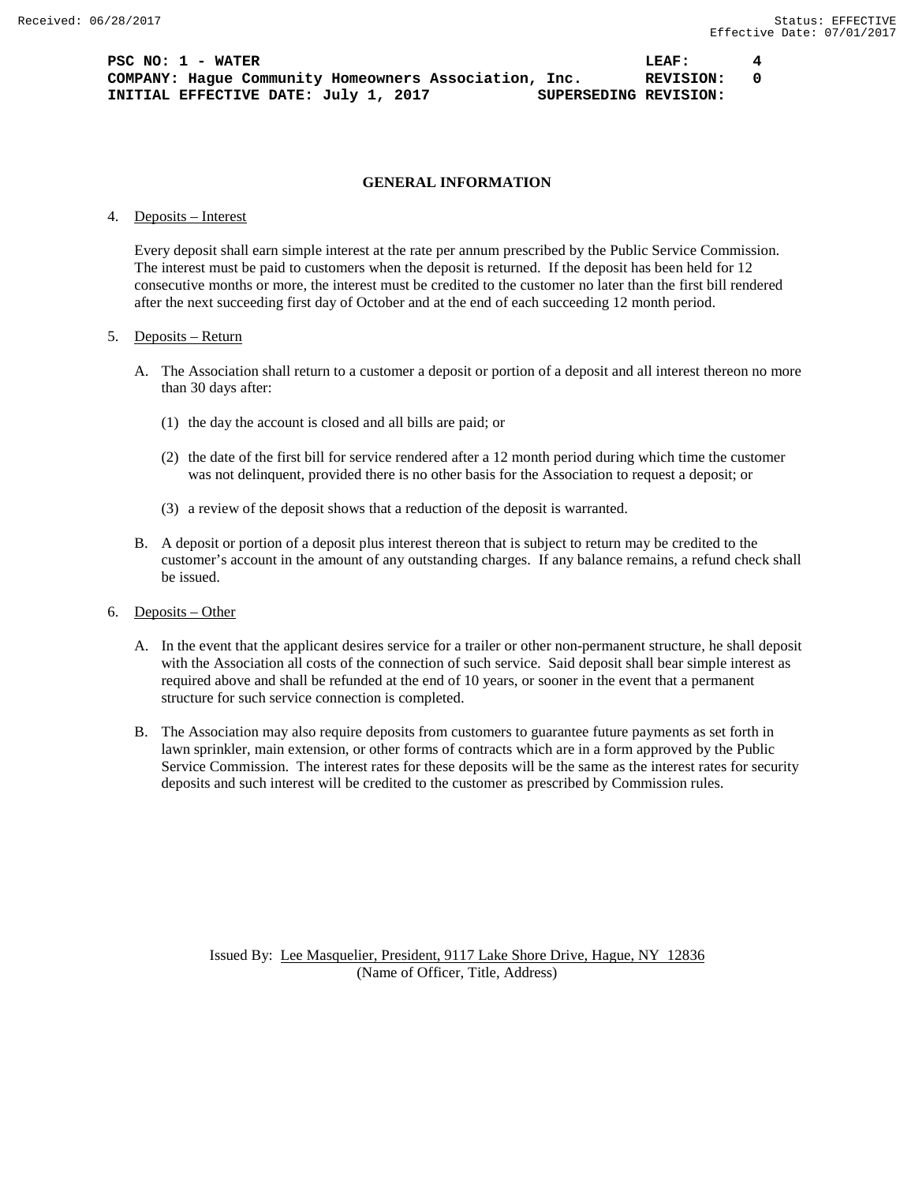## GENERAL INFORMATION

4. Deposits – Interest

   Every deposit shall earn simple interest at the rate per annum prescribed by the Public Service Commission. The interest must be paid to customers when the deposit is returned. If the deposit has been held for 12 consecutive months or more, the interest must be credited to the customer no later than the first bill rendered after the next succeeding first day of October and at the end of each succeeding 12 month period.

5. Deposits – Return

   A. The Association shall return to a customer a deposit or portion of a deposit and all interest thereon no more than 30 days after:

      (1) the day the account is closed and all bills are paid; or

      (2) the date of the first bill for service rendered after a 12 month period during which time the customer was not delinquent, provided there is no other basis for the Association to request a deposit; or

      (3) a review of the deposit shows that a reduction of the deposit is warranted.

   B. A deposit or portion of a deposit plus interest thereon that is subject to return may be credited to the customer's account in the amount of any outstanding charges. If any balance remains, a refund check shall be issued.

6. Deposits – Other

   A. In the event that the applicant desires service for a trailer or other non-permanent structure, he shall deposit with the Association all costs of the connection of such service. Said deposit shall bear simple interest as required above and shall be refunded at the end of 10 years, or sooner in the event that a permanent structure for such service connection is completed.

   B. The Association may also require deposits from customers to guarantee future payments as set forth in lawn sprinkler, main extension, or other forms of contracts which are in a form approved by the Public Service Commission. The interest rates for these deposits will be the same as the interest rates for security deposits and such interest will be credited to the customer as prescribed by Commission rules.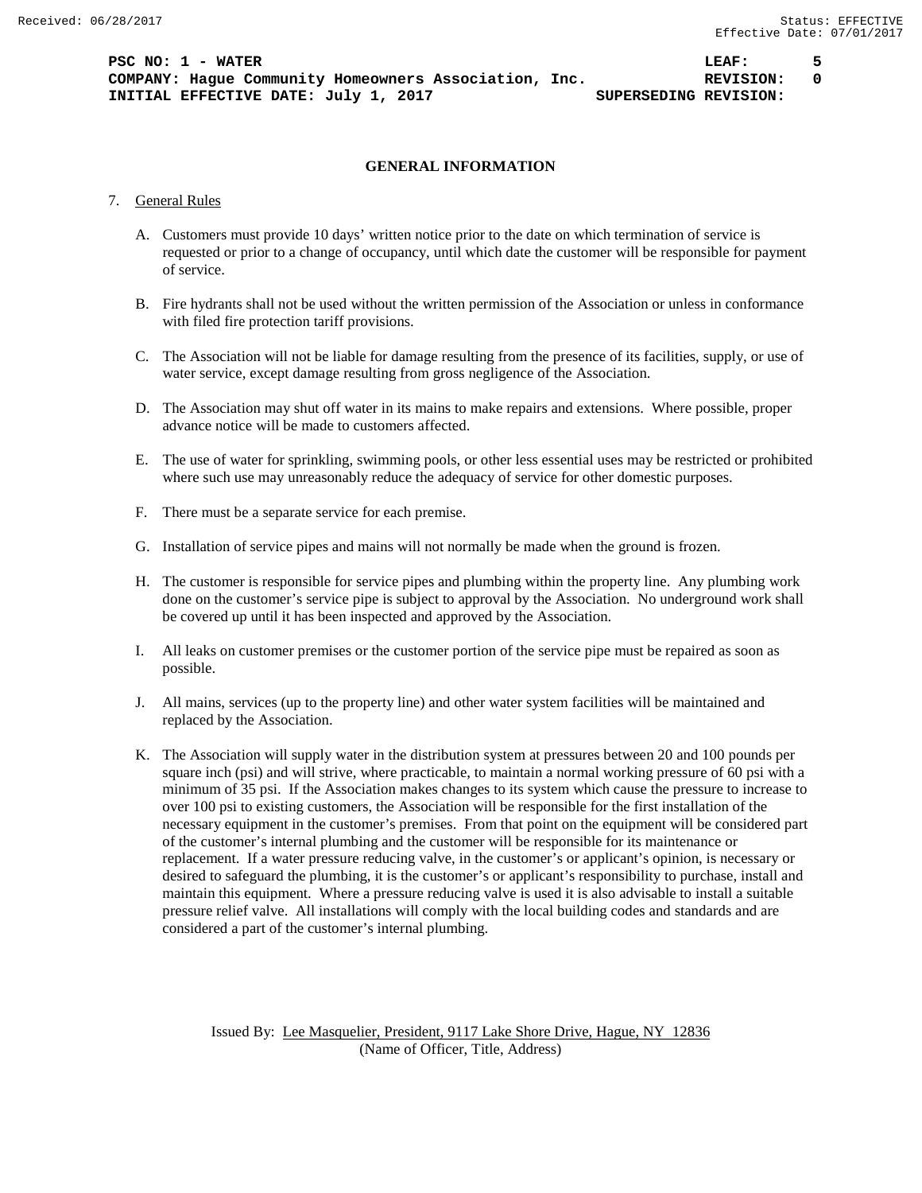## GENERAL INFORMATION

7. General Rules

   A. Customers must provide 10 days' written notice prior to the date on which termination of service is requested or prior to a change of occupancy, until which date the customer will be responsible for payment of service.

   B. Fire hydrants shall not be used without the written permission of the Association or unless in conformance with filed fire protection tariff provisions.

   C. The Association will not be liable for damage resulting from the presence of its facilities, supply, or use of water service, except damage resulting from gross negligence of the Association.

   D. The Association may shut off water in its mains to make repairs and extensions. Where possible, proper advance notice will be made to customers affected.

   E. The use of water for sprinkling, swimming pools, or other less essential uses may be restricted or prohibited where such use may unreasonably reduce the adequacy of service for other domestic purposes.

   F. There must be a separate service for each premise.

   G. Installation of service pipes and mains will not normally be made when the ground is frozen.

   H. The customer is responsible for service pipes and plumbing within the property line. Any plumbing work done on the customer's service pipe is subject to approval by the Association. No underground work shall be covered up until it has been inspected and approved by the Association.

   I. All leaks on customer premises or the customer portion of the service pipe must be repaired as soon as possible.

   J. All mains, services (up to the property line) and other water system facilities will be maintained and replaced by the Association.

   K. The Association will supply water in the distribution system at pressures between 20 and 100 pounds per square inch (psi) and will strive, where practicable, to maintain a normal working pressure of 60 psi with a minimum of 35 psi. If the Association makes changes to its system which cause the pressure to increase to over 100 psi to existing customers, the Association will be responsible for the first installation of the necessary equipment in the customer's premises. From that point on the equipment will be considered part of the customer's internal plumbing and the customer will be responsible for its maintenance or replacement. If a water pressure reducing valve, in the customer's or applicant's opinion, is necessary or desired to safeguard the plumbing, it is the customer's or applicant's responsibility to purchase, install and maintain this equipment. Where a pressure reducing valve is used it is also advisable to install a suitable pressure relief valve. All installations will comply with the local building codes and standards and are considered a part of the customer's internal plumbing.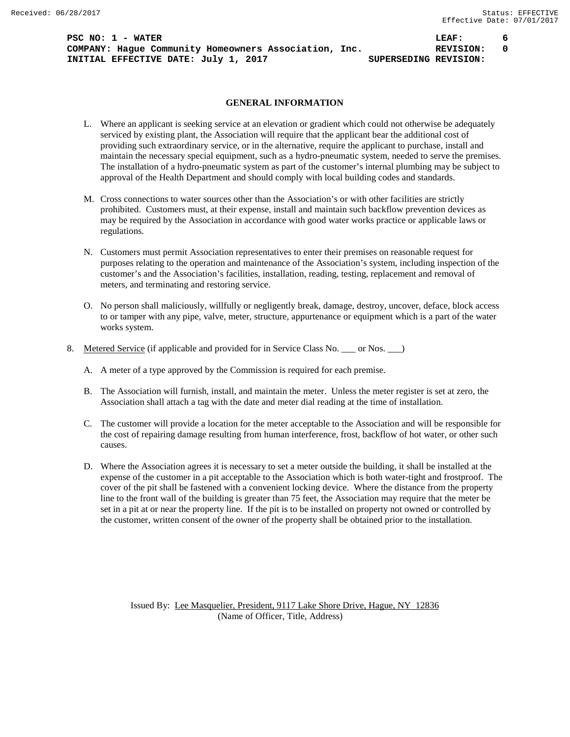## GENERAL INFORMATION

L. Where an applicant is seeking service at an elevation or gradient which could not otherwise be adequately serviced by existing plant, the Association will require that the applicant bear the additional cost of providing such extraordinary service, or in the alternative, require the applicant to purchase, install and maintain the necessary special equipment, such as a hydro-pneumatic system, needed to serve the premises. The installation of a hydro-pneumatic system as part of the customer's internal plumbing may be subject to approval of the Health Department and should comply with local building codes and standards.

M. Cross connections to water sources other than the Association's or with other facilities are strictly prohibited. Customers must, at their expense, install and maintain such backflow prevention devices as may be required by the Association in accordance with good water works practice or applicable laws or regulations.

N. Customers must permit Association representatives to enter their premises on reasonable request for purposes relating to the operation and maintenance of the Association's system, including inspection of the customer's and the Association's facilities, installation, reading, testing, replacement and removal of meters, and terminating and restoring service.

O. No person shall maliciously, willfully or negligently break, damage, destroy, uncover, deface, block access to or tamper with any pipe, valve, meter, structure, appurtenance or equipment which is a part of the water works system.

8. <u>Metered Service</u> (if applicable and provided for in Service Class No. ___ or Nos. ___)

   A. A meter of a type approved by the Commission is required for each premise.

   B. The Association will furnish, install, and maintain the meter. Unless the meter register is set at zero, the Association shall attach a tag with the date and meter dial reading at the time of installation.

   C. The customer will provide a location for the meter acceptable to the Association and will be responsible for the cost of repairing damage resulting from human interference, frost, backflow of hot water, or other such causes.

   D. Where the Association agrees it is necessary to set a meter outside the building, it shall be installed at the expense of the customer in a pit acceptable to the Association which is both water-tight and frostproof. The cover of the pit shall be fastened with a convenient locking device. Where the distance from the property line to the front wall of the building is greater than 75 feet, the Association may require that the meter be set in a pit at or near the property line. If the pit is to be installed on property not owned or controlled by the customer, written consent of the owner of the property shall be obtained prior to the installation.

Issued By: <u>Lee Masquelier, President, 9117 Lake Shore Drive, Hague, NY 12836</u>
(Name of Officer, Title, Address)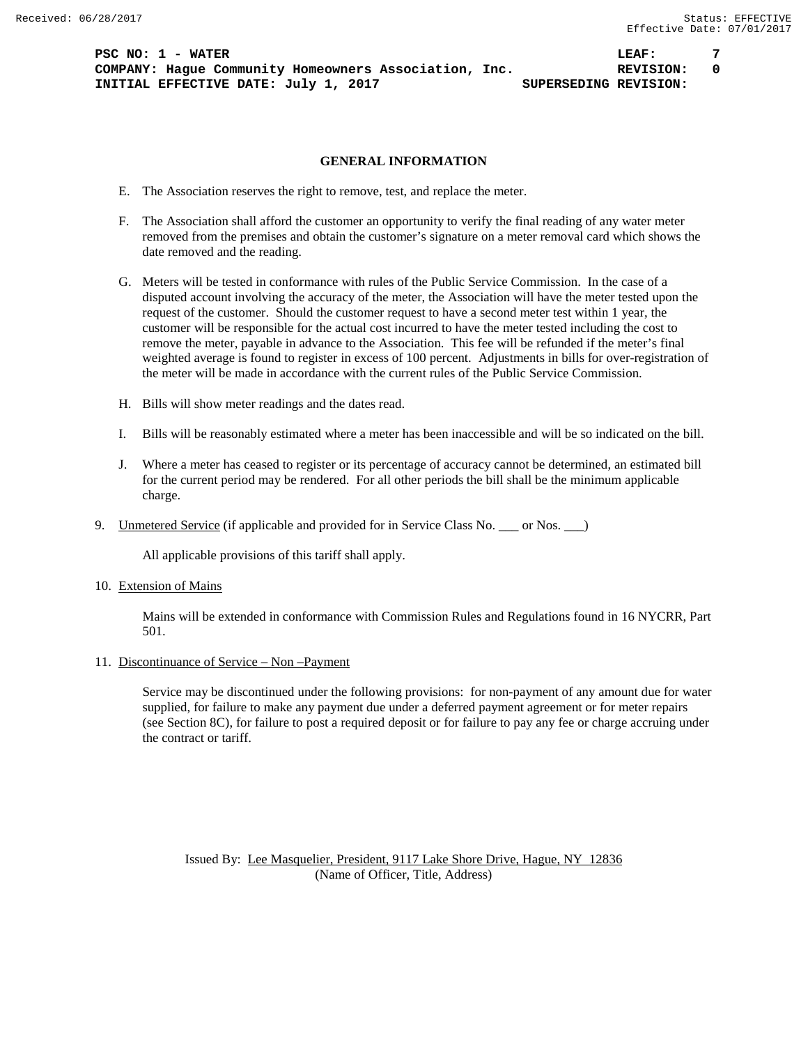PSC NO: 1 - WATER LEAF: 7
COMPANY: Hague Community Homeowners Association, Inc. REVISION: 0
INITIAL EFFECTIVE DATE: July 1, 2017 SUPERSEDING REVISION:

## GENERAL INFORMATION

E. The Association reserves the right to remove, test, and replace the meter.

F. The Association shall afford the customer an opportunity to verify the final reading of any water meter removed from the premises and obtain the customer's signature on a meter removal card which shows the date removed and the reading.

G. Meters will be tested in conformance with rules of the Public Service Commission. In the case of a disputed account involving the accuracy of the meter, the Association will have the meter tested upon the request of the customer. Should the customer request to have a second meter test within 1 year, the customer will be responsible for the actual cost incurred to have the meter tested including the cost to remove the meter, payable in advance to the Association. This fee will be refunded if the meter's final weighted average is found to register in excess of 100 percent. Adjustments in bills for over-registration of the meter will be made in accordance with the current rules of the Public Service Commission.

H. Bills will show meter readings and the dates read.

I. Bills will be reasonably estimated where a meter has been inaccessible and will be so indicated on the bill.

J. Where a meter has ceased to register or its percentage of accuracy cannot be determined, an estimated bill for the current period may be rendered. For all other periods the bill shall be the minimum applicable charge.

9. Unmetered Service (if applicable and provided for in Service Class No. ___ or Nos. ___)

   All applicable provisions of this tariff shall apply.

10. Extension of Mains

   Mains will be extended in conformance with Commission Rules and Regulations found in 16 NYCRR, Part 501.

11. Discontinuance of Service – Non –Payment

   Service may be discontinued under the following provisions: for non-payment of any amount due for water supplied, for failure to make any payment due under a deferred payment agreement or for meter repairs (see Section 8C), for failure to post a required deposit or for failure to pay any fee or charge accruing under the contract or tariff.

Issued By: Lee Masquelier, President, 9117 Lake Shore Drive, Hague, NY 12836
(Name of Officer, Title, Address)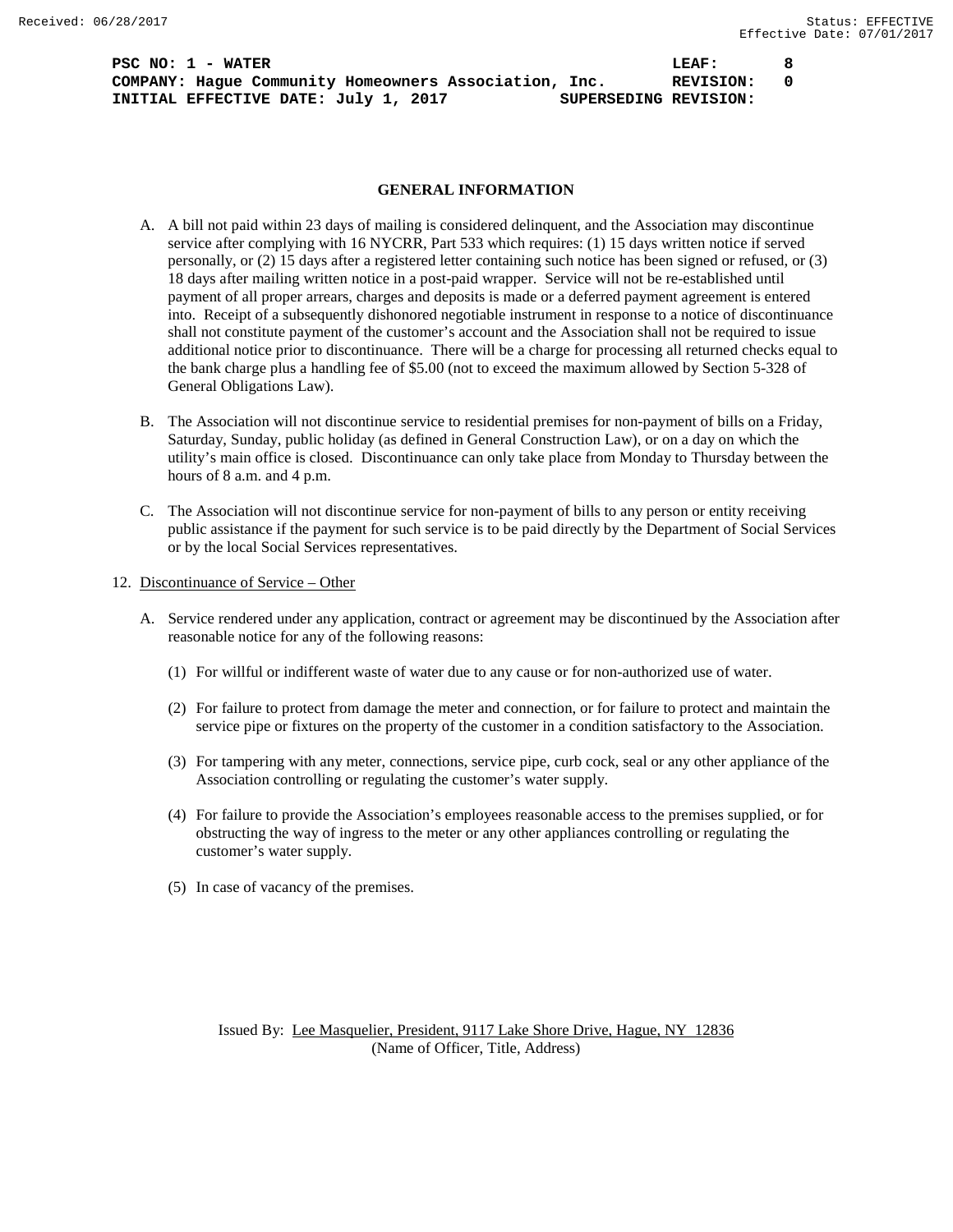## GENERAL INFORMATION

A. A bill not paid within 23 days of mailing is considered delinquent, and the Association may discontinue service after complying with 16 NYCRR, Part 533 which requires: (1) 15 days written notice if served personally, or (2) 15 days after a registered letter containing such notice has been signed or refused, or (3) 18 days after mailing written notice in a post-paid wrapper. Service will not be re-established until payment of all proper arrears, charges and deposits is made or a deferred payment agreement is entered into. Receipt of a subsequently dishonored negotiable instrument in response to a notice of discontinuance shall not constitute payment of the customer's account and the Association shall not be required to issue additional notice prior to discontinuance. There will be a charge for processing all returned checks equal to the bank charge plus a handling fee of $5.00 (not to exceed the maximum allowed by Section 5-328 of General Obligations Law).

B. The Association will not discontinue service to residential premises for non-payment of bills on a Friday, Saturday, Sunday, public holiday (as defined in General Construction Law), or on a day on which the utility's main office is closed. Discontinuance can only take place from Monday to Thursday between the hours of 8 a.m. and 4 p.m.

C. The Association will not discontinue service for non-payment of bills to any person or entity receiving public assistance if the payment for such service is to be paid directly by the Department of Social Services or by the local Social Services representatives.

12. Discontinuance of Service – Other

A. Service rendered under any application, contract or agreement may be discontinued by the Association after reasonable notice for any of the following reasons:

(1) For willful or indifferent waste of water due to any cause or for non-authorized use of water.

(2) For failure to protect from damage the meter and connection, or for failure to protect and maintain the service pipe or fixtures on the property of the customer in a condition satisfactory to the Association.

(3) For tampering with any meter, connections, service pipe, curb cock, seal or any other appliance of the Association controlling or regulating the customer's water supply.

(4) For failure to provide the Association's employees reasonable access to the premises supplied, or for obstructing the way of ingress to the meter or any other appliances controlling or regulating the customer's water supply.

(5) In case of vacancy of the premises.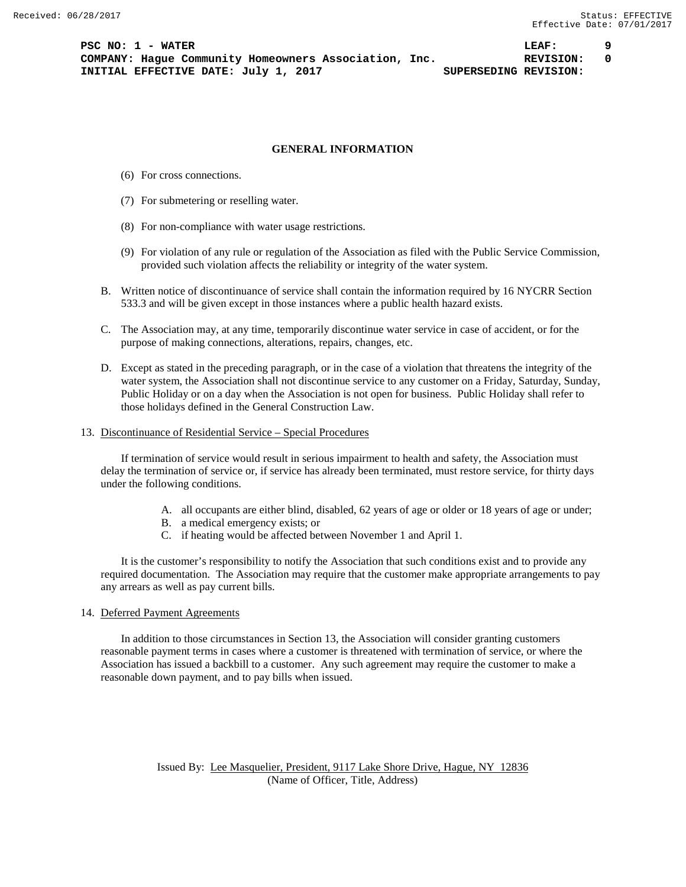## GENERAL INFORMATION

(6) For cross connections.

(7) For submetering or reselling water.

(8) For non-compliance with water usage restrictions.

(9) For violation of any rule or regulation of the Association as filed with the Public Service Commission, provided such violation affects the reliability or integrity of the water system.

B. Written notice of discontinuance of service shall contain the information required by 16 NYCRR Section 533.3 and will be given except in those instances where a public health hazard exists.

C. The Association may, at any time, temporarily discontinue water service in case of accident, or for the purpose of making connections, alterations, repairs, changes, etc.

D. Except as stated in the preceding paragraph, or in the case of a violation that threatens the integrity of the water system, the Association shall not discontinue service to any customer on a Friday, Saturday, Sunday, Public Holiday or on a day when the Association is not open for business. Public Holiday shall refer to those holidays defined in the General Construction Law.

13. Discontinuance of Residential Service – Special Procedures

If termination of service would result in serious impairment to health and safety, the Association must delay the termination of service or, if service has already been terminated, must restore service, for thirty days under the following conditions.

A. all occupants are either blind, disabled, 62 years of age or older or 18 years of age or under;
B. a medical emergency exists; or
C. if heating would be affected between November 1 and April 1.

It is the customer's responsibility to notify the Association that such conditions exist and to provide any required documentation. The Association may require that the customer make appropriate arrangements to pay any arrears as well as pay current bills.

14. Deferred Payment Agreements

In addition to those circumstances in Section 13, the Association will consider granting customers reasonable payment terms in cases where a customer is threatened with termination of service, or where the Association has issued a backbill to a customer. Any such agreement may require the customer to make a reasonable down payment, and to pay bills when issued.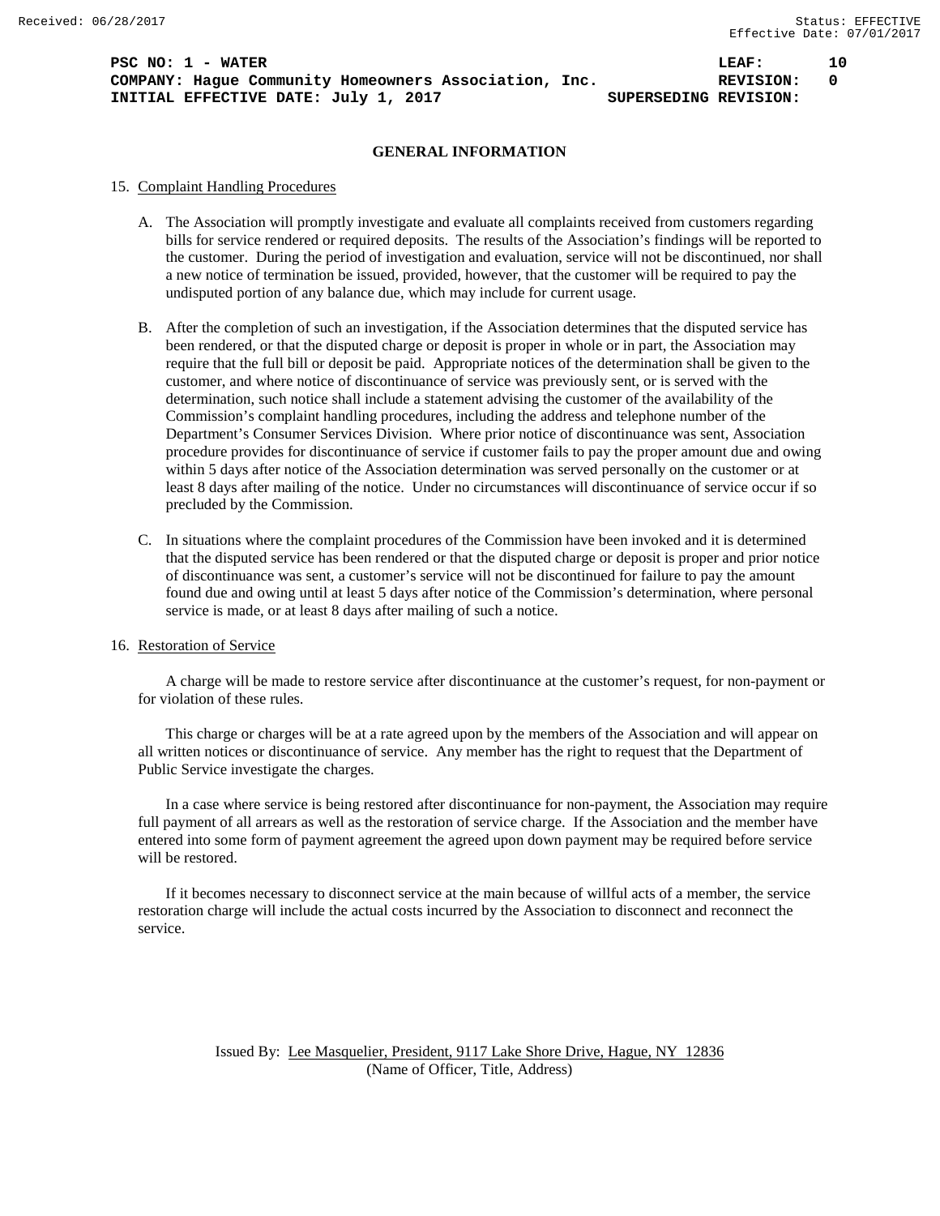## GENERAL INFORMATION

15. Complaint Handling Procedures

    A. The Association will promptly investigate and evaluate all complaints received from customers regarding bills for service rendered or required deposits. The results of the Association's findings will be reported to the customer. During the period of investigation and evaluation, service will not be discontinued, nor shall a new notice of termination be issued, provided, however, that the customer will be required to pay the undisputed portion of any balance due, which may include for current usage.

    B. After the completion of such an investigation, if the Association determines that the disputed service has been rendered, or that the disputed charge or deposit is proper in whole or in part, the Association may require that the full bill or deposit be paid. Appropriate notices of the determination shall be given to the customer, and where notice of discontinuance of service was previously sent, or is served with the determination, such notice shall include a statement advising the customer of the availability of the Commission's complaint handling procedures, including the address and telephone number of the Department's Consumer Services Division. Where prior notice of discontinuance was sent, Association procedure provides for discontinuance of service if customer fails to pay the proper amount due and owing within 5 days after notice of the Association determination was served personally on the customer or at least 8 days after mailing of the notice. Under no circumstances will discontinuance of service occur if so precluded by the Commission.

    C. In situations where the complaint procedures of the Commission have been invoked and it is determined that the disputed service has been rendered or that the disputed charge or deposit is proper and prior notice of discontinuance was sent, a customer's service will not be discontinued for failure to pay the amount found due and owing until at least 5 days after notice of the Commission's determination, where personal service is made, or at least 8 days after mailing of such a notice.

16. Restoration of Service

    A charge will be made to restore service after discontinuance at the customer's request, for non-payment or for violation of these rules.

    This charge or charges will be at a rate agreed upon by the members of the Association and will appear on all written notices or discontinuance of service. Any member has the right to request that the Department of Public Service investigate the charges.

    In a case where service is being restored after discontinuance for non-payment, the Association may require full payment of all arrears as well as the restoration of service charge. If the Association and the member have entered into some form of payment agreement the agreed upon down payment may be required before service will be restored.

    If it becomes necessary to disconnect service at the main because of willful acts of a member, the service restoration charge will include the actual costs incurred by the Association to disconnect and reconnect the service.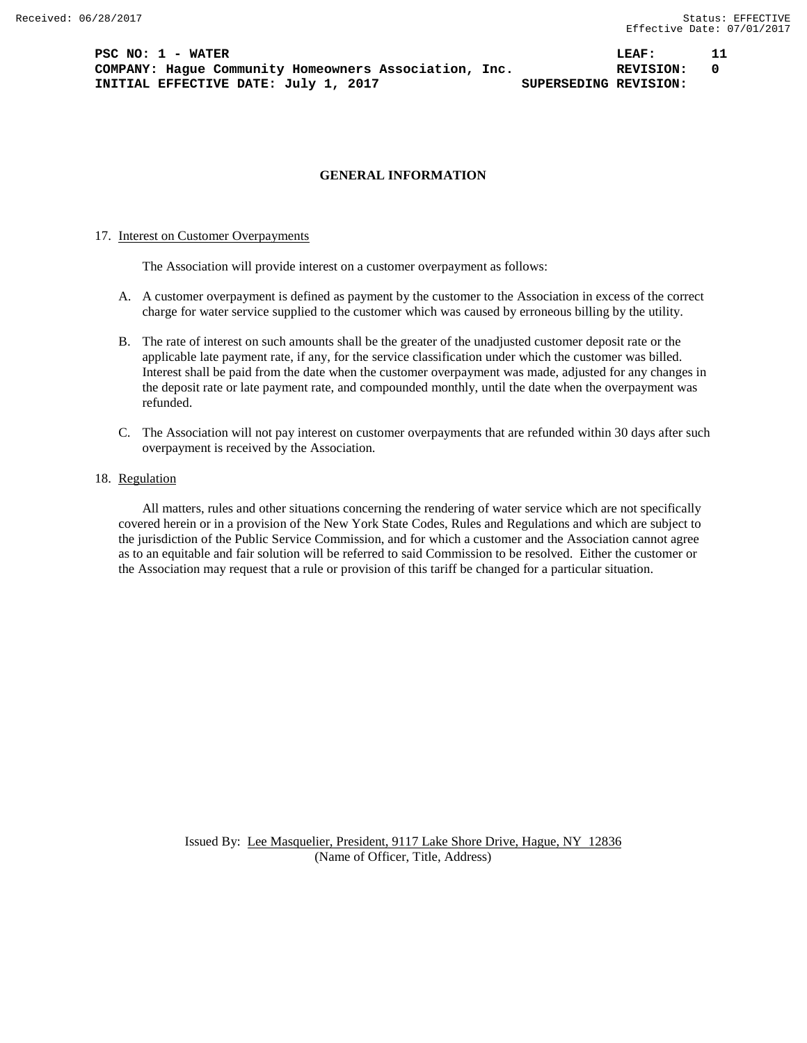## GENERAL INFORMATION

17. Interest on Customer Overpayments

The Association will provide interest on a customer overpayment as follows:

A. A customer overpayment is defined as payment by the customer to the Association in excess of the correct charge for water service supplied to the customer which was caused by erroneous billing by the utility.

B. The rate of interest on such amounts shall be the greater of the unadjusted customer deposit rate or the applicable late payment rate, if any, for the service classification under which the customer was billed. Interest shall be paid from the date when the customer overpayment was made, adjusted for any changes in the deposit rate or late payment rate, and compounded monthly, until the date when the overpayment was refunded.

C. The Association will not pay interest on customer overpayments that are refunded within 30 days after such overpayment is received by the Association.

18. Regulation

All matters, rules and other situations concerning the rendering of water service which are not specifically covered herein or in a provision of the New York State Codes, Rules and Regulations and which are subject to the jurisdiction of the Public Service Commission, and for which a customer and the Association cannot agree as to an equitable and fair solution will be referred to said Commission to be resolved. Either the customer or the Association may request that a rule or provision of this tariff be changed for a particular situation.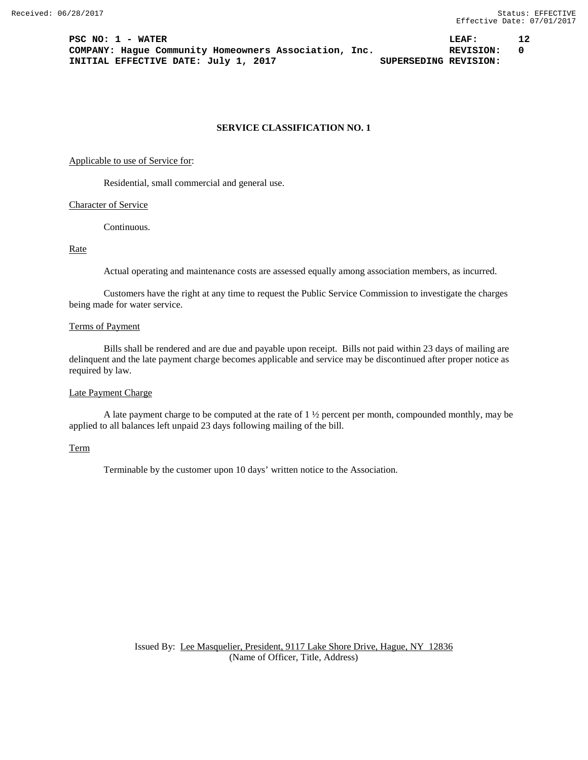PSC NO: 1 - WATER LEAF: 12
COMPANY: Hague Community Homeowners Association, Inc. REVISION: 0
INITIAL EFFECTIVE DATE: July 1, 2017 SUPERSEDING REVISION:

## SERVICE CLASSIFICATION NO. 1

Applicable to use of Service for:

Residential, small commercial and general use.

Character of Service

Continuous.

Rate

Actual operating and maintenance costs are assessed equally among association members, as incurred.

Customers have the right at any time to request the Public Service Commission to investigate the charges being made for water service.

Terms of Payment

Bills shall be rendered and are due and payable upon receipt. Bills not paid within 23 days of mailing are delinquent and the late payment charge becomes applicable and service may be discontinued after proper notice as required by law.

Late Payment Charge

A late payment charge to be computed at the rate of 1 ½ percent per month, compounded monthly, may be applied to all balances left unpaid 23 days following mailing of the bill.

Term

Terminable by the customer upon 10 days' written notice to the Association.

Issued By: Lee Masquelier, President, 9117 Lake Shore Drive, Hague, NY 12836
(Name of Officer, Title, Address)